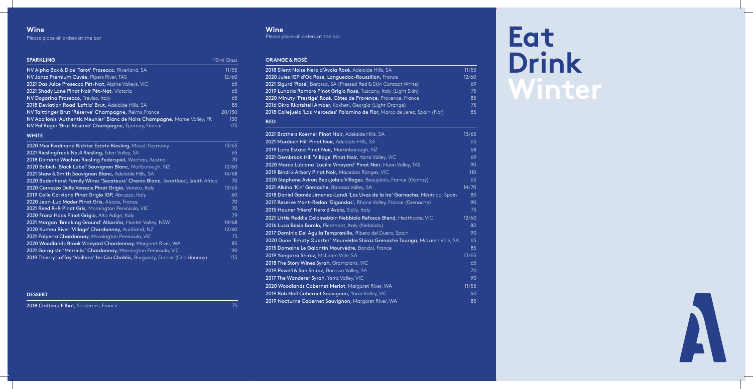# Wine

Please place all orders at the bar

| SPARKLING | 110ml Glass |
|---|---|
| NV Alpha Box & Dice 'Tarot' Prosecco, Riverland, SA | 11/55 |
| NV Jansz Premium Cuvée, Pipers River, TAS | 12/60 |
| 2021 Das Juice Prosecco Pét-Nat, Alpine Valleys, VIC | 65 |
| 2021 Shady Lane Pinot Noir Pét-Nat, Victoria | 65 |
| NV Dogarina Prosecco, Treviso, Italy | 65 |
| 2018 Deviation Road 'Loftia' Brut, Adelaide Hills, SA | 85 |
| NV Taittinger Brut 'Réserve' Champagne, Reims, France | 20/130 |
| NV Apollonis 'Authentic Meunier' Blanc de Noirs Champagne, Marne Valley, FR | 130 |
| NV Pol Roger 'Brut Réserve' Champagne, Epernay, France | 175 |

| WHITE | |
|---|---|
| 2020 Max Ferdinand Richter Estate Riesling, Mosel, Germany | 13/65 |
| 2021 Rieslingfreak No.4 Riesling, Eden Valley, SA | 65 |
| 2018 Domäne Wachau Riesling Federspiel, Wachau, Austria | 70 |
| 2020 Babich 'Black Label' Sauvignon Blanc, Marlborough, NZ | 12/60 |
| 2021 Shaw & Smith Sauvignon Blanc, Adelaide Hills, SA | 14/68 |
| 2020 Badenhorst Family Wines 'Secateurs' Chenin Blanc, Swartland, South Africa | 70 |
| 2020 Corvezzo Delle Venezie Pinot Grigio, Veneto, Italy | 13/65 |
| 2019 Colle Corviano Pinot Grigio IGP, Abruzzo, Italy | 60 |
| 2020 Jean-Luc Mader Pinot Gris, Alsace, France | 70 |
| 2021 Reed R+R Pinot Gris, Mornington Peninsula, VIC | 70 |
| 2020 Franz Haas Pinot Grigio, Alto Adige, Italy | 79 |
| 2021 Margan 'Breaking Ground' Albariño, Hunter Valley, NSW | 14/68 |
| 2020 Kumeu River 'Village' Chardonnay, Auckland, NZ | 12/60 |
| 2021 Polperro Chardonnay, Mornington Peninsula, VIC | 75 |
| 2020 Woodlands Brook Vineyard Chardonnay, Margaret River, WA | 85 |
| 2021 Garagiste 'Merricks' Chardonnay, Mornington Peninsula, VIC | 90 |
| 2019 Thierry Laffay 'Vaillons' 1er Cru Chablis, Burgundy, France (Chardonnay) | 135 |

| DESSERT | |
|---|---|
| 2018 Château Filhot, Sauternes, France | 75 |

# Wine

Please place all orders at the bar

| ORANGE & ROSÉ | |
|---|---|
| 2018 Silent Noise Nero d'Avola Rosé, Adelaide Hills, SA | 11/55 |
| 2020 Jules IGP d'Oc Rosé, Languedoc-Roussillon, France | 12/60 |
| 2021 Sigurd 'Rosé', Barossa, SA (Pressed Red & Skin Contact White) | 69 |
| 2019 Lunaria Ramoro Pinot Grigio Rosé, Tuscany, Italy (Light Skin) | 75 |
| 2020 Minuty 'Prestige' Rosé, Côtes de Provence, Provence, France | 85 |
| 2016 Okro Rkatsiteli Amber, Kakheti, Georgia (Light Orange) | 75 |
| 2018 Callejuela 'Las Mercedes' Palomino de Flor, Marco de Jerez, Spain (Flor) | 85 |

| RED | |
|---|---|
| 2021 Brothers Koerner Pinot Noir, Adelaide Hills, SA | 13/65 |
| 2021 Murdoch Hill Pinot Noir, Adelaide Hills, SA | 65 |
| 2019 Luna Estate Pinot Noir, Martinborough, NZ | 68 |
| 2021 Gembrook Hill 'Village' Pinot Noir, Yarra Valley, VIC | 69 |
| 2020 Marco Lubiana 'Lucille Vineyard' Pinot Noir, Huon Valley, TAS | 90 |
| 2019 Bindi x Arbory Pinot Noir, Macedon Ranges, VIC | 110 |
| 2020 Stephane Aviron Beaujolais Villages, Beaujolais, France (Gamay) | 65 |
| 2021 Alkina 'Kin' Grenache, Barossa Valley, SA | 14/70 |
| 2018 Daniel Goméz Jimenez-Landi 'Las Uvas de la Ira' Garnacha, Méntrida, Spain | 85 |
| 2017 Reserve Mont-Redon 'Gigondas', Rhone Valley, France (Grenache) | 90 |
| 2015 Hauner 'Hiera' Nero d'Avola, Sicily, Italy | 75 |
| 2021 Little Reddie Colbinabbin Nebbiolo Refosco Blend, Heathcote, VIC | 12/60 |
| 2016 Luca Bosio Barolo, Piedmont, Italy (Nebbiolo) | 80 |
| 2017 Dominio Del Águila Tempranillo, Ribera del Duero, Spain | 90 |
| 2020 Dune 'Empty Quarter' Mourvèdre Shiraz Grenache Touriga, McLaren Vale, SA | 65 |
| 2015 Domaine Le Galantin Mourvèdre, Bandol, France | 85 |
| 2019 Yangarra Shiraz, McLaren Vale, SA | 13/65 |
| 2018 The Story Wines Syrah, Grampians, VIC | 65 |
| 2019 Powell & Son Shiraz, Barossa Valley, SA | 70 |
| 2017 The Wanderer Syrah, Yarra Valley, VIC | 90 |
| 2020 Woodlands Cabernet Merlot, Margaret River, WA | 11/55 |
| 2019 Rob Hall Cabernet Sauvignon, Yarra Valley, VIC | 60 |
| 2019 Nocturne Cabernet Sauvignon, Margaret River, WA | 85 |

# Eat Drink Winter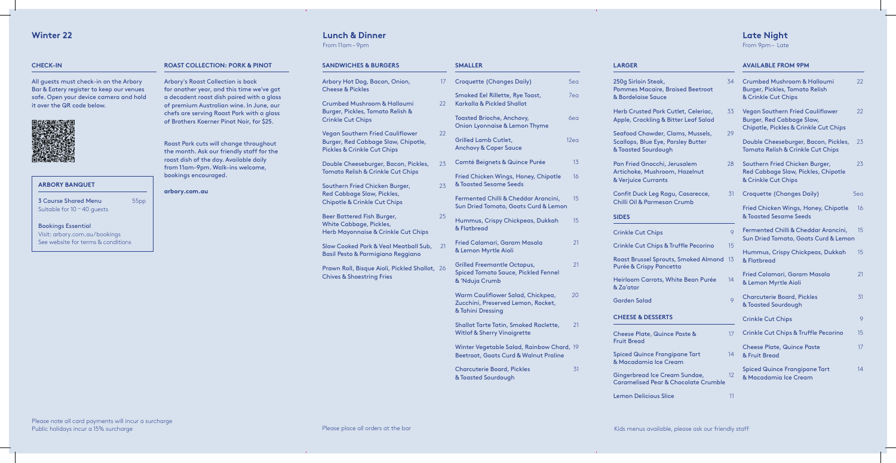# Winter 22

### CHECK-IN

All guests must check-in on the Arbory Bar & Eatery register to keep our venues safe. Open your device camera and hold it over the QR code below.

### ARBORY BANQUET

| | |
|---|---|
| 3 Course Shared Menu | 55pp |

Suitable for 10 – 40 guests

Bookings Essential
Visit: arbory.com.au/bookings
See website for terms & conditions

### ROAST COLLECTION: PORK & PINOT

Arbory's Roast Collection is back for another year, and this time we've got a decadent roast dish paired with a glass of premium Australian wine. In June, our chefs are serving Roast Pork with a glass of Brothers Koerner Pinot Noir, for $25.

Roast Pork cuts will change throughout the month. Ask our friendly staff for the roast dish of the day. Available daily from 11am-9pm. Walk-ins welcome, bookings encouraged.

**arbory.com.au**

# Lunch & Dinner

From 11am – 9pm

### SANDWICHES & BURGERS

| | |
|---|---|
| Arbory Hot Dog, Bacon, Onion, Cheese & Pickles | 17 |
| Crumbed Mushroom & Halloumi Burger, Pickles, Tomato Relish & Crinkle Cut Chips | 22 |
| Vegan Southern Fried Cauliflower Burger, Red Cabbage Slaw, Chipotle, Pickles & Crinkle Cut Chips | 22 |
| Double Cheeseburger, Bacon, Pickles, Tomato Relish & Crinkle Cut Chips | 23 |
| Southern Fried Chicken Burger, Red Cabbage Slaw, Pickles, Chipotle & Crinkle Cut Chips | 23 |
| Beer Battered Fish Burger, White Cabbage, Pickles, Herb Mayonnaise & Crinkle Cut Chips | 25 |
| Slow Cooked Pork & Veal Meatball Sub, Basil Pesto & Parmigiano Reggiano | 21 |
| Prawn Roll, Bisque Aioli, Pickled Shallot, Chives & Shoestring Fries | 26 |

### SMALLER

| | |
|---|---|
| Croquette (Changes Daily) | 5ea |
| Smoked Eel Rillette, Rye Toast, Karkalla & Pickled Shallot | 7ea |
| Toasted Brioche, Anchovy, Onion Lyonnaise & Lemon Thyme | 6ea |
| Grilled Lamb Cutlet, Anchovy & Caper Sauce | 12ea |
| Comté Beignets & Quince Purée | 13 |
| Fried Chicken Wings, Honey, Chipotle & Toasted Sesame Seeds | 16 |
| Fermented Chilli & Cheddar Arancini, Sun Dried Tomato, Goats Curd & Lemon | 15 |
| Hummus, Crispy Chickpeas, Dukkah & Flatbread | 15 |
| Fried Calamari, Garam Masala & Lemon Myrtle Aioli | 21 |
| Grilled Freemantle Octopus, Spiced Tomato Sauce, Pickled Fennel & 'Nduja Crumb | 21 |
| Warm Cauliflower Salad, Chickpea, Zucchini, Preserved Lemon, Rocket, & Tahini Dressing | 20 |
| Shallot Tarte Tatin, Smoked Raclette, Witlof & Sherry Vinaigrette | 21 |
| Winter Vegetable Salad, Rainbow Chard, Beetroot, Goats Curd & Walnut Praline | 19 |
| Charcuterie Board, Pickles & Toasted Sourdough | 31 |

### LARGER

| | |
|---|---|
| 250g Sirloin Steak, Pommes Macaire, Braised Beetroot & Bordelaise Sauce | 34 |
| Herb Crusted Pork Cutlet, Celeriac, Apple, Crackling & Bitter Leaf Salad | 33 |
| Seafood Chowder, Clams, Mussels, Scallops, Blue Eye, Parsley Butter & Toasted Sourdough | 29 |
| Pan Fried Gnocchi, Jerusalem Artichoke, Mushroom, Hazelnut & Verjuice Currants | 28 |
| Confit Duck Leg Ragu, Casarecce, Chilli Oil & Parmesan Crumb | 31 |

### SIDES

| | |
|---|---|
| Crinkle Cut Chips | 9 |
| Crinkle Cut Chips & Truffle Pecorino | 15 |
| Roast Brussel Sprouts, Smoked Almond Purée & Crispy Pancetta | 13 |
| Heirloom Carrots, White Bean Purée & Za'atar | 14 |
| Garden Salad | 9 |

### CHEESE & DESSERTS

| | |
|---|---|
| Cheese Plate, Quince Paste & Fruit Bread | 17 |
| Spiced Quince Frangipane Tart & Macadamia Ice Cream | 14 |
| Gingerbread Ice Cream Sundae, Caramelised Pear & Chocolate Crumble | 12 |
| Lemon Delicious Slice | 11 |

# Late Night

From 9pm – Late

### AVAILABLE FROM 9PM

| | |
|---|---|
| Crumbed Mushroom & Halloumi Burger, Pickles, Tomato Relish & Crinkle Cut Chips | 22 |
| Vegan Southern Fried Cauliflower Burger, Red Cabbage Slaw, Chipotle, Pickles & Crinkle Cut Chips | 22 |
| Double Cheeseburger, Bacon, Pickles, Tomato Relish & Crinkle Cut Chips | 23 |
| Southern Fried Chicken Burger, Red Cabbage Slaw, Pickles, Chipotle & Crinkle Cut Chips | 23 |
| Croquette (Changes Daily) | 5ea |
| Fried Chicken Wings, Honey, Chipotle & Toasted Sesame Seeds | 16 |
| Fermented Chilli & Cheddar Arancini, Sun Dried Tomato, Goats Curd & Lemon | 15 |
| Hummus, Crispy Chickpeas, Dukkah & Flatbread | 15 |
| Fried Calamari, Garam Masala & Lemon Myrtle Aioli | 21 |
| Charcuterie Board, Pickles & Toasted Sourdough | 31 |
| Crinkle Cut Chips | 9 |
| Crinkle Cut Chips & Truffle Pecorino | 15 |
| Cheese Plate, Quince Paste & Fruit Bread | 17 |
| Spiced Quince Frangipane Tart & Macadamia Ice Cream | 14 |

Please note all card payments will incur a surcharge
Public holidays incur a 15% surcharge

Please place all orders at the bar

Kids menus available, please ask our friendly staff